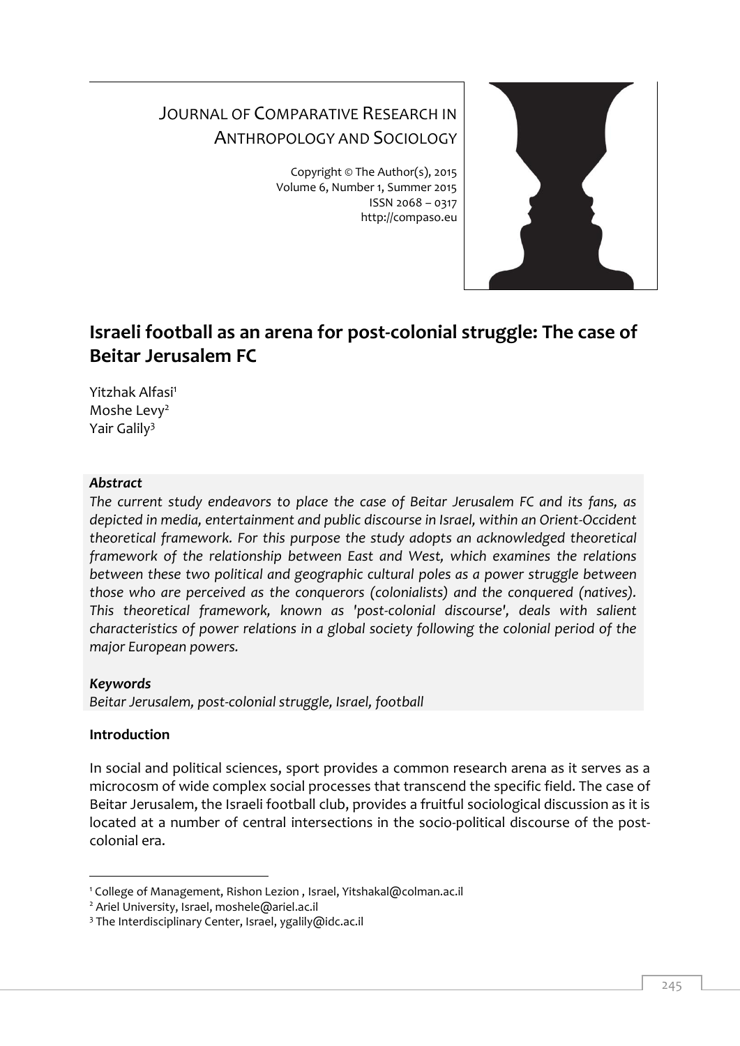JOURNAL OF COMPARATIVE RESEARCH IN ANTHROPOLOGY AND SOCIOLOGY

Copyright © The Author(s), 2015
Volume 6, Number 1, Summer 2015
ISSN 2068 – 0317
http://compaso.eu

# Israeli football as an arena for post-colonial struggle: The case of Beitar Jerusalem FC

Yitzhak Alfasi[1]
Moshe Levy[2]
Yair Galily[3]

***Abstract***

*The current study endeavors to place the case of Beitar Jerusalem FC and its fans, as depicted in media, entertainment and public discourse in Israel, within an Orient-Occident theoretical framework. For this purpose the study adopts an acknowledged theoretical framework of the relationship between East and West, which examines the relations between these two political and geographic cultural poles as a power struggle between those who are perceived as the conquerors (colonialists) and the conquered (natives). This theoretical framework, known as 'post-colonial discourse', deals with salient characteristics of power relations in a global society following the colonial period of the major European powers.*

***Keywords***

*Beitar Jerusalem, post-colonial struggle, Israel, football*

**Introduction**

In social and political sciences, sport provides a common research arena as it serves as a microcosm of wide complex social processes that transcend the specific field. The case of Beitar Jerusalem, the Israeli football club, provides a fruitful sociological discussion as it is located at a number of central intersections in the socio-political discourse of the post-colonial era.

---

[1] College of Management, Rishon Lezion , Israel, Yitshakal@colman.ac.il
[2] Ariel University, Israel, moshele@ariel.ac.il
[3] The Interdisciplinary Center, Israel, ygalily@idc.ac.il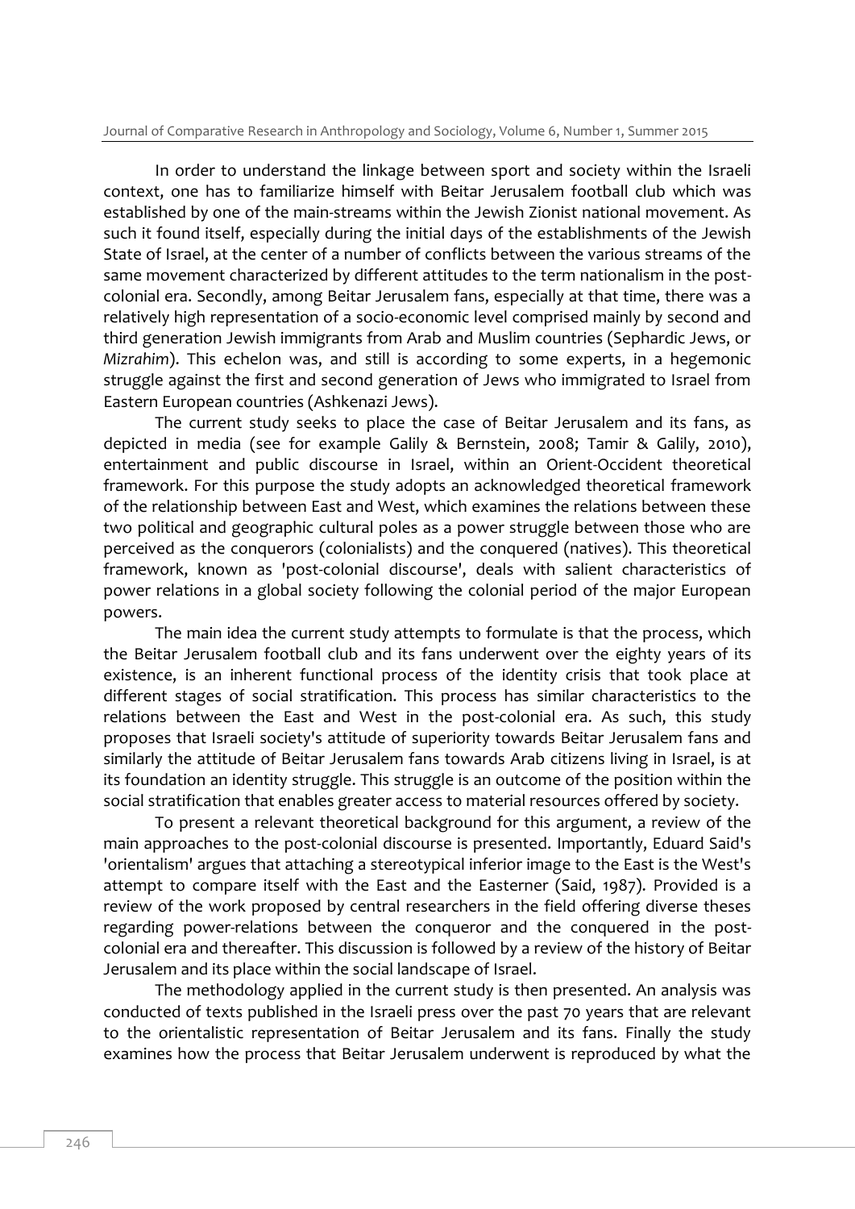In order to understand the linkage between sport and society within the Israeli context, one has to familiarize himself with Beitar Jerusalem football club which was established by one of the main-streams within the Jewish Zionist national movement. As such it found itself, especially during the initial days of the establishments of the Jewish State of Israel, at the center of a number of conflicts between the various streams of the same movement characterized by different attitudes to the term nationalism in the post-colonial era. Secondly, among Beitar Jerusalem fans, especially at that time, there was a relatively high representation of a socio-economic level comprised mainly by second and third generation Jewish immigrants from Arab and Muslim countries (Sephardic Jews, or *Mizrahim*). This echelon was, and still is according to some experts, in a hegemonic struggle against the first and second generation of Jews who immigrated to Israel from Eastern European countries (Ashkenazi Jews).

The current study seeks to place the case of Beitar Jerusalem and its fans, as depicted in media (see for example Galily & Bernstein, 2008; Tamir & Galily, 2010), entertainment and public discourse in Israel, within an Orient-Occident theoretical framework. For this purpose the study adopts an acknowledged theoretical framework of the relationship between East and West, which examines the relations between these two political and geographic cultural poles as a power struggle between those who are perceived as the conquerors (colonialists) and the conquered (natives). This theoretical framework, known as 'post-colonial discourse', deals with salient characteristics of power relations in a global society following the colonial period of the major European powers.

The main idea the current study attempts to formulate is that the process, which the Beitar Jerusalem football club and its fans underwent over the eighty years of its existence, is an inherent functional process of the identity crisis that took place at different stages of social stratification. This process has similar characteristics to the relations between the East and West in the post-colonial era. As such, this study proposes that Israeli society's attitude of superiority towards Beitar Jerusalem fans and similarly the attitude of Beitar Jerusalem fans towards Arab citizens living in Israel, is at its foundation an identity struggle. This struggle is an outcome of the position within the social stratification that enables greater access to material resources offered by society.

To present a relevant theoretical background for this argument, a review of the main approaches to the post-colonial discourse is presented. Importantly, Eduard Said's 'orientalism' argues that attaching a stereotypical inferior image to the East is the West's attempt to compare itself with the East and the Easterner (Said, 1987). Provided is a review of the work proposed by central researchers in the field offering diverse theses regarding power-relations between the conqueror and the conquered in the post-colonial era and thereafter. This discussion is followed by a review of the history of Beitar Jerusalem and its place within the social landscape of Israel.

The methodology applied in the current study is then presented. An analysis was conducted of texts published in the Israeli press over the past 70 years that are relevant to the orientalistic representation of Beitar Jerusalem and its fans. Finally the study examines how the process that Beitar Jerusalem underwent is reproduced by what the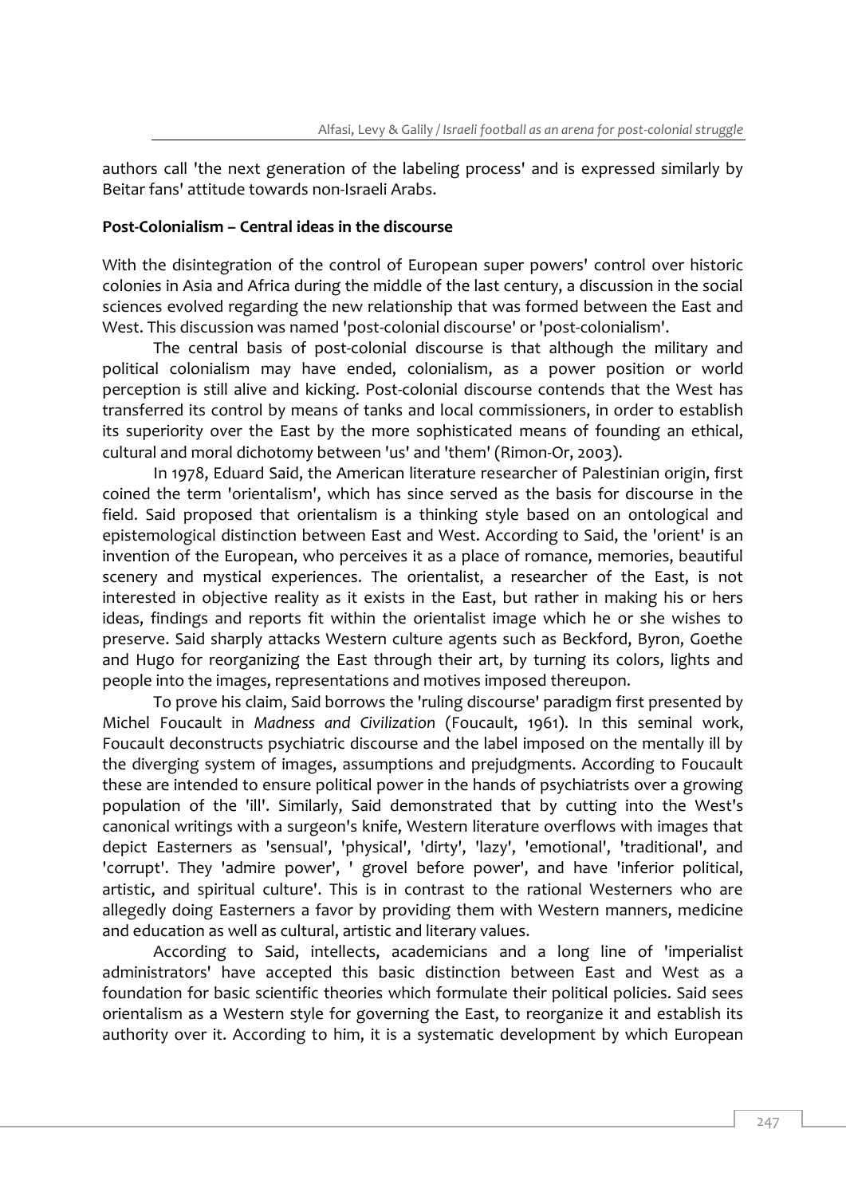authors call 'the next generation of the labeling process' and is expressed similarly by Beitar fans' attitude towards non-Israeli Arabs.

**Post-Colonialism – Central ideas in the discourse**

With the disintegration of the control of European super powers' control over historic colonies in Asia and Africa during the middle of the last century, a discussion in the social sciences evolved regarding the new relationship that was formed between the East and West. This discussion was named 'post-colonial discourse' or 'post-colonialism'.

The central basis of post-colonial discourse is that although the military and political colonialism may have ended, colonialism, as a power position or world perception is still alive and kicking. Post-colonial discourse contends that the West has transferred its control by means of tanks and local commissioners, in order to establish its superiority over the East by the more sophisticated means of founding an ethical, cultural and moral dichotomy between 'us' and 'them' (Rimon-Or, 2003).

In 1978, Eduard Said, the American literature researcher of Palestinian origin, first coined the term 'orientalism', which has since served as the basis for discourse in the field. Said proposed that orientalism is a thinking style based on an ontological and epistemological distinction between East and West. According to Said, the 'orient' is an invention of the European, who perceives it as a place of romance, memories, beautiful scenery and mystical experiences. The orientalist, a researcher of the East, is not interested in objective reality as it exists in the East, but rather in making his or hers ideas, findings and reports fit within the orientalist image which he or she wishes to preserve. Said sharply attacks Western culture agents such as Beckford, Byron, Goethe and Hugo for reorganizing the East through their art, by turning its colors, lights and people into the images, representations and motives imposed thereupon.

To prove his claim, Said borrows the 'ruling discourse' paradigm first presented by Michel Foucault in *Madness and Civilization* (Foucault, 1961). In this seminal work, Foucault deconstructs psychiatric discourse and the label imposed on the mentally ill by the diverging system of images, assumptions and prejudgments. According to Foucault these are intended to ensure political power in the hands of psychiatrists over a growing population of the 'ill'. Similarly, Said demonstrated that by cutting into the West's canonical writings with a surgeon's knife, Western literature overflows with images that depict Easterners as 'sensual', 'physical', 'dirty', 'lazy', 'emotional', 'traditional', and 'corrupt'. They 'admire power', ' grovel before power', and have 'inferior political, artistic, and spiritual culture'. This is in contrast to the rational Westerners who are allegedly doing Easterners a favor by providing them with Western manners, medicine and education as well as cultural, artistic and literary values.

According to Said, intellects, academicians and a long line of 'imperialist administrators' have accepted this basic distinction between East and West as a foundation for basic scientific theories which formulate their political policies. Said sees orientalism as a Western style for governing the East, to reorganize it and establish its authority over it. According to him, it is a systematic development by which European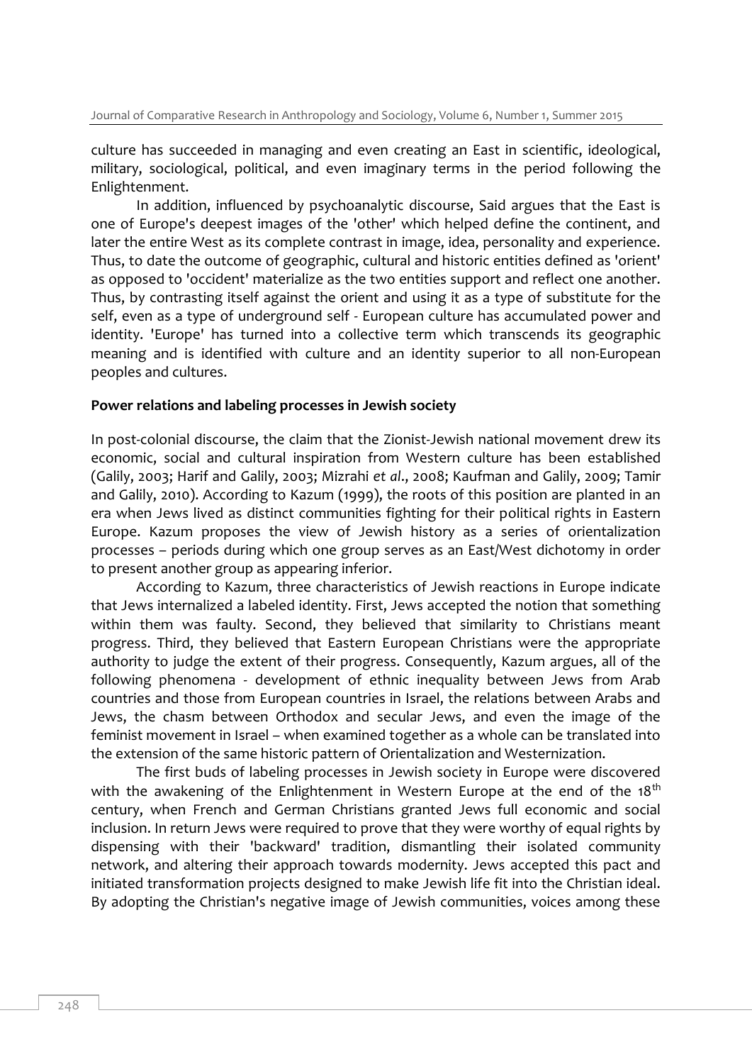culture has succeeded in managing and even creating an East in scientific, ideological, military, sociological, political, and even imaginary terms in the period following the Enlightenment.

In addition, influenced by psychoanalytic discourse, Said argues that the East is one of Europe's deepest images of the 'other' which helped define the continent, and later the entire West as its complete contrast in image, idea, personality and experience. Thus, to date the outcome of geographic, cultural and historic entities defined as 'orient' as opposed to 'occident' materialize as the two entities support and reflect one another. Thus, by contrasting itself against the orient and using it as a type of substitute for the self, even as a type of underground self - European culture has accumulated power and identity. 'Europe' has turned into a collective term which transcends its geographic meaning and is identified with culture and an identity superior to all non-European peoples and cultures.

**Power relations and labeling processes in Jewish society**

In post-colonial discourse, the claim that the Zionist-Jewish national movement drew its economic, social and cultural inspiration from Western culture has been established (Galily, 2003; Harif and Galily, 2003; Mizrahi *et al*., 2008; Kaufman and Galily, 2009; Tamir and Galily, 2010). According to Kazum (1999), the roots of this position are planted in an era when Jews lived as distinct communities fighting for their political rights in Eastern Europe. Kazum proposes the view of Jewish history as a series of orientalization processes – periods during which one group serves as an East/West dichotomy in order to present another group as appearing inferior.

According to Kazum, three characteristics of Jewish reactions in Europe indicate that Jews internalized a labeled identity. First, Jews accepted the notion that something within them was faulty. Second, they believed that similarity to Christians meant progress. Third, they believed that Eastern European Christians were the appropriate authority to judge the extent of their progress. Consequently, Kazum argues, all of the following phenomena - development of ethnic inequality between Jews from Arab countries and those from European countries in Israel, the relations between Arabs and Jews, the chasm between Orthodox and secular Jews, and even the image of the feminist movement in Israel – when examined together as a whole can be translated into the extension of the same historic pattern of Orientalization and Westernization.

The first buds of labeling processes in Jewish society in Europe were discovered with the awakening of the Enlightenment in Western Europe at the end of the 18th century, when French and German Christians granted Jews full economic and social inclusion. In return Jews were required to prove that they were worthy of equal rights by dispensing with their 'backward' tradition, dismantling their isolated community network, and altering their approach towards modernity. Jews accepted this pact and initiated transformation projects designed to make Jewish life fit into the Christian ideal. By adopting the Christian's negative image of Jewish communities, voices among these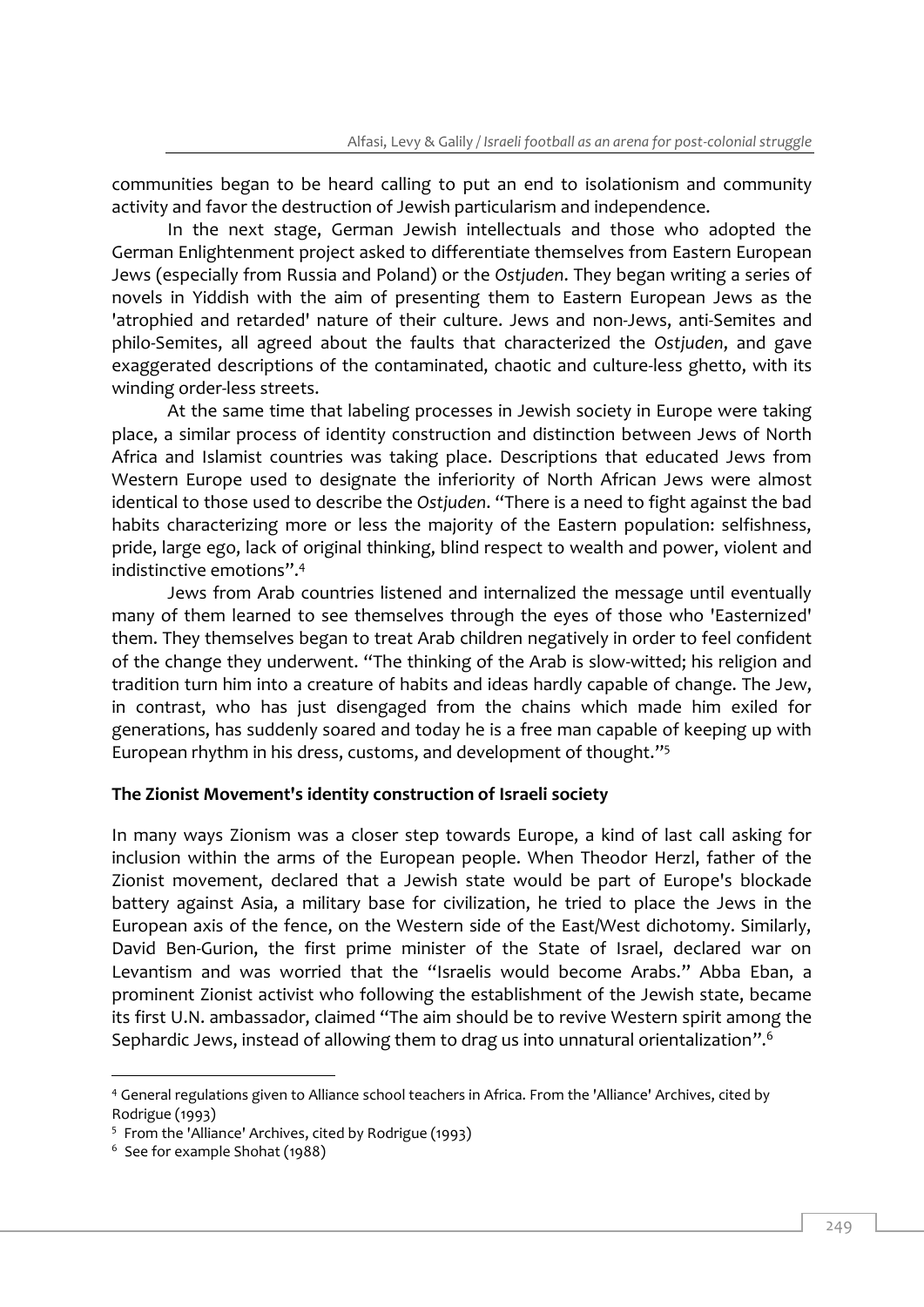communities began to be heard calling to put an end to isolationism and community activity and favor the destruction of Jewish particularism and independence.

In the next stage, German Jewish intellectuals and those who adopted the German Enlightenment project asked to differentiate themselves from Eastern European Jews (especially from Russia and Poland) or the *Ostjuden*. They began writing a series of novels in Yiddish with the aim of presenting them to Eastern European Jews as the 'atrophied and retarded' nature of their culture. Jews and non-Jews, anti-Semites and philo-Semites, all agreed about the faults that characterized the *Ostjuden*, and gave exaggerated descriptions of the contaminated, chaotic and culture-less ghetto, with its winding order-less streets.

At the same time that labeling processes in Jewish society in Europe were taking place, a similar process of identity construction and distinction between Jews of North Africa and Islamist countries was taking place. Descriptions that educated Jews from Western Europe used to designate the inferiority of North African Jews were almost identical to those used to describe the *Ostjuden*. "There is a need to fight against the bad habits characterizing more or less the majority of the Eastern population: selfishness, pride, large ego, lack of original thinking, blind respect to wealth and power, violent and indistinctive emotions".[4]

Jews from Arab countries listened and internalized the message until eventually many of them learned to see themselves through the eyes of those who 'Easternized' them. They themselves began to treat Arab children negatively in order to feel confident of the change they underwent. "The thinking of the Arab is slow-witted; his religion and tradition turn him into a creature of habits and ideas hardly capable of change. The Jew, in contrast, who has just disengaged from the chains which made him exiled for generations, has suddenly soared and today he is a free man capable of keeping up with European rhythm in his dress, customs, and development of thought."[5]

**The Zionist Movement's identity construction of Israeli society**

In many ways Zionism was a closer step towards Europe, a kind of last call asking for inclusion within the arms of the European people. When Theodor Herzl, father of the Zionist movement, declared that a Jewish state would be part of Europe's blockade battery against Asia, a military base for civilization, he tried to place the Jews in the European axis of the fence, on the Western side of the East/West dichotomy. Similarly, David Ben-Gurion, the first prime minister of the State of Israel, declared war on Levantism and was worried that the "Israelis would become Arabs." Abba Eban, a prominent Zionist activist who following the establishment of the Jewish state, became its first U.N. ambassador, claimed "The aim should be to revive Western spirit among the Sephardic Jews, instead of allowing them to drag us into unnatural orientalization".[6]

---

[4] General regulations given to Alliance school teachers in Africa. From the 'Alliance' Archives, cited by Rodrigue (1993)

[5] From the 'Alliance' Archives, cited by Rodrigue (1993)

[6] See for example Shohat (1988)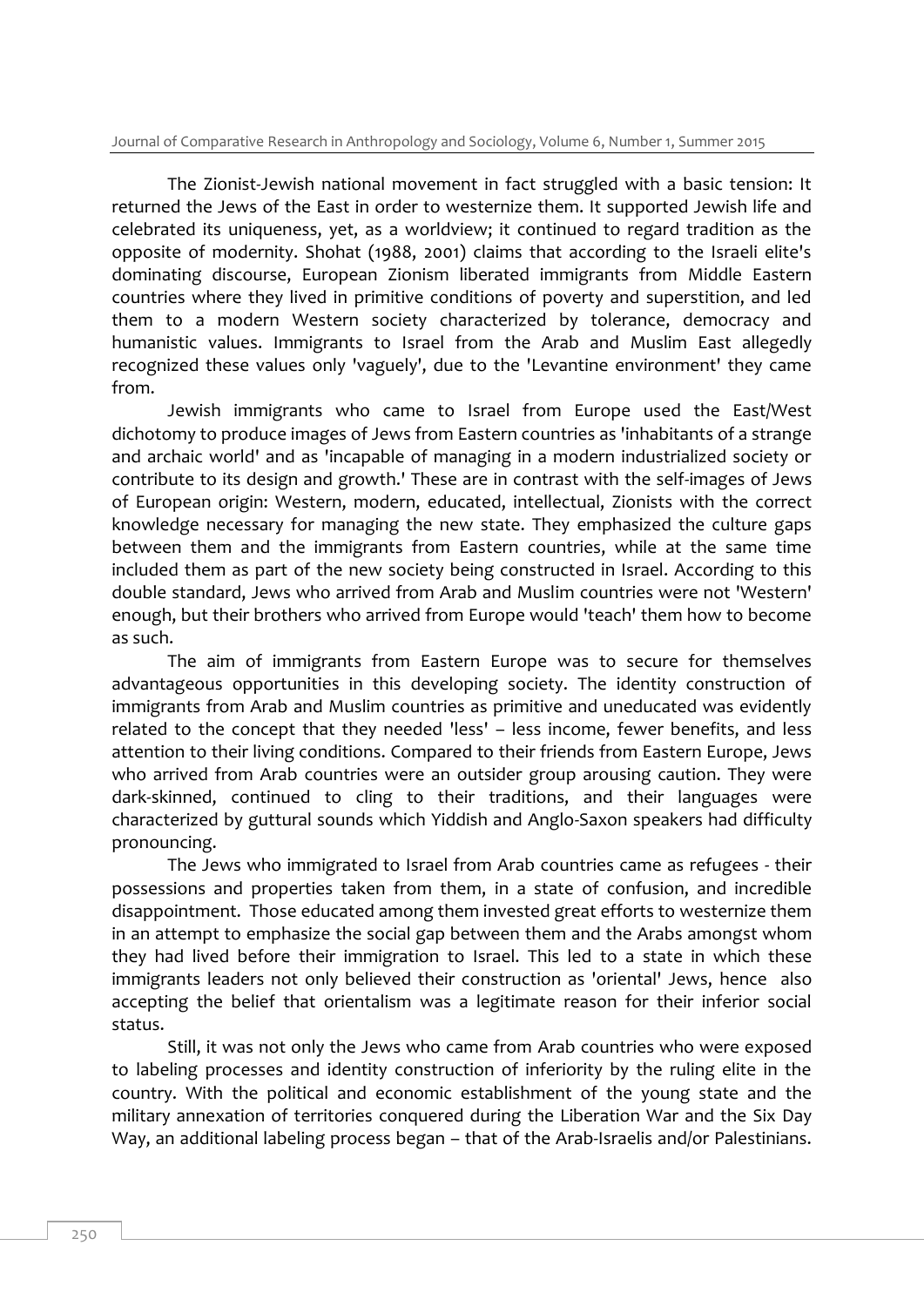The Zionist-Jewish national movement in fact struggled with a basic tension: It returned the Jews of the East in order to westernize them. It supported Jewish life and celebrated its uniqueness, yet, as a worldview; it continued to regard tradition as the opposite of modernity. Shohat (1988, 2001) claims that according to the Israeli elite's dominating discourse, European Zionism liberated immigrants from Middle Eastern countries where they lived in primitive conditions of poverty and superstition, and led them to a modern Western society characterized by tolerance, democracy and humanistic values. Immigrants to Israel from the Arab and Muslim East allegedly recognized these values only 'vaguely', due to the 'Levantine environment' they came from.

Jewish immigrants who came to Israel from Europe used the East/West dichotomy to produce images of Jews from Eastern countries as 'inhabitants of a strange and archaic world' and as 'incapable of managing in a modern industrialized society or contribute to its design and growth.' These are in contrast with the self-images of Jews of European origin: Western, modern, educated, intellectual, Zionists with the correct knowledge necessary for managing the new state. They emphasized the culture gaps between them and the immigrants from Eastern countries, while at the same time included them as part of the new society being constructed in Israel. According to this double standard, Jews who arrived from Arab and Muslim countries were not 'Western' enough, but their brothers who arrived from Europe would 'teach' them how to become as such.

The aim of immigrants from Eastern Europe was to secure for themselves advantageous opportunities in this developing society. The identity construction of immigrants from Arab and Muslim countries as primitive and uneducated was evidently related to the concept that they needed 'less' – less income, fewer benefits, and less attention to their living conditions. Compared to their friends from Eastern Europe, Jews who arrived from Arab countries were an outsider group arousing caution. They were dark-skinned, continued to cling to their traditions, and their languages were characterized by guttural sounds which Yiddish and Anglo-Saxon speakers had difficulty pronouncing.

The Jews who immigrated to Israel from Arab countries came as refugees - their possessions and properties taken from them, in a state of confusion, and incredible disappointment. Those educated among them invested great efforts to westernize them in an attempt to emphasize the social gap between them and the Arabs amongst whom they had lived before their immigration to Israel. This led to a state in which these immigrants leaders not only believed their construction as 'oriental' Jews, hence also accepting the belief that orientalism was a legitimate reason for their inferior social status.

Still, it was not only the Jews who came from Arab countries who were exposed to labeling processes and identity construction of inferiority by the ruling elite in the country. With the political and economic establishment of the young state and the military annexation of territories conquered during the Liberation War and the Six Day Way, an additional labeling process began – that of the Arab-Israelis and/or Palestinians.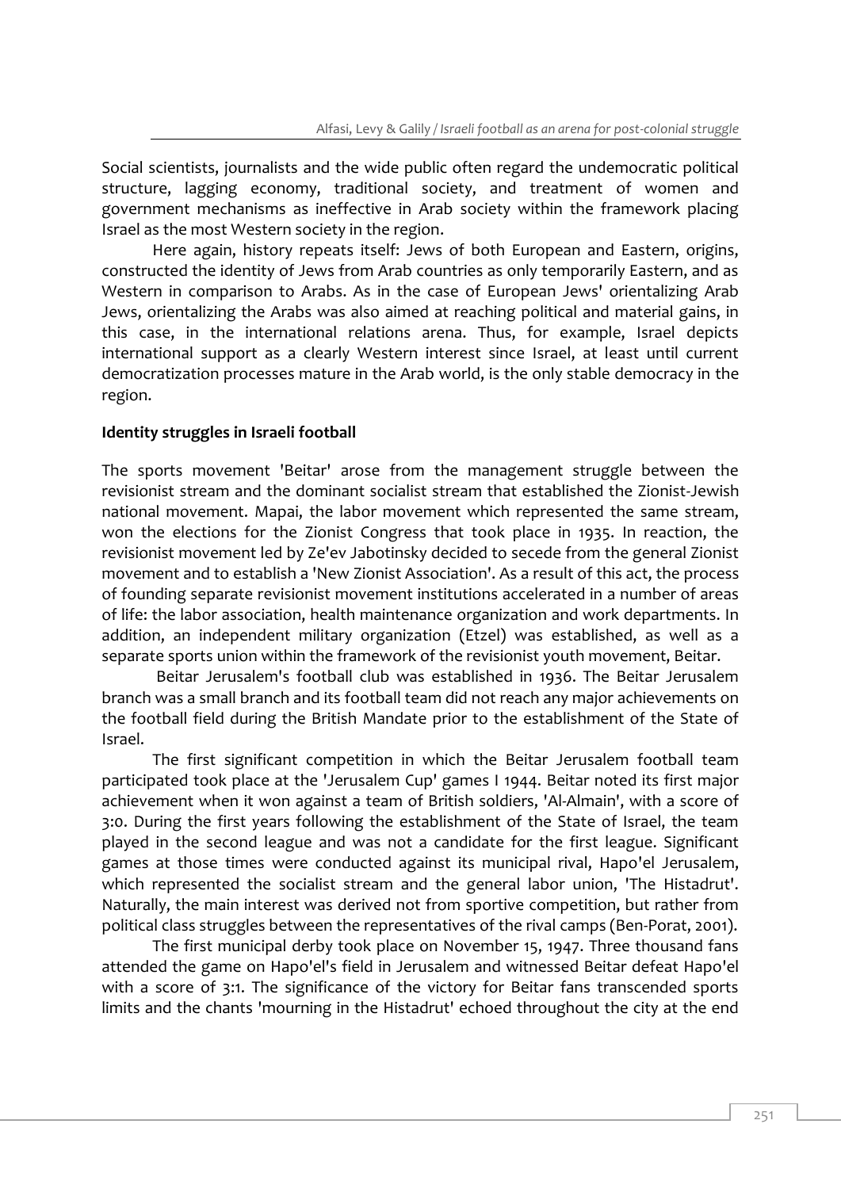Social scientists, journalists and the wide public often regard the undemocratic political structure, lagging economy, traditional society, and treatment of women and government mechanisms as ineffective in Arab society within the framework placing Israel as the most Western society in the region.

Here again, history repeats itself: Jews of both European and Eastern, origins, constructed the identity of Jews from Arab countries as only temporarily Eastern, and as Western in comparison to Arabs. As in the case of European Jews' orientalizing Arab Jews, orientalizing the Arabs was also aimed at reaching political and material gains, in this case, in the international relations arena. Thus, for example, Israel depicts international support as a clearly Western interest since Israel, at least until current democratization processes mature in the Arab world, is the only stable democracy in the region.

**Identity struggles in Israeli football**

The sports movement 'Beitar' arose from the management struggle between the revisionist stream and the dominant socialist stream that established the Zionist-Jewish national movement. Mapai, the labor movement which represented the same stream, won the elections for the Zionist Congress that took place in 1935. In reaction, the revisionist movement led by Ze'ev Jabotinsky decided to secede from the general Zionist movement and to establish a 'New Zionist Association'. As a result of this act, the process of founding separate revisionist movement institutions accelerated in a number of areas of life: the labor association, health maintenance organization and work departments. In addition, an independent military organization (Etzel) was established, as well as a separate sports union within the framework of the revisionist youth movement, Beitar.

Beitar Jerusalem's football club was established in 1936. The Beitar Jerusalem branch was a small branch and its football team did not reach any major achievements on the football field during the British Mandate prior to the establishment of the State of Israel.

The first significant competition in which the Beitar Jerusalem football team participated took place at the 'Jerusalem Cup' games I 1944. Beitar noted its first major achievement when it won against a team of British soldiers, 'Al-Almain', with a score of 3:0. During the first years following the establishment of the State of Israel, the team played in the second league and was not a candidate for the first league. Significant games at those times were conducted against its municipal rival, Hapo'el Jerusalem, which represented the socialist stream and the general labor union, 'The Histadrut'. Naturally, the main interest was derived not from sportive competition, but rather from political class struggles between the representatives of the rival camps (Ben-Porat, 2001).

The first municipal derby took place on November 15, 1947. Three thousand fans attended the game on Hapo'el's field in Jerusalem and witnessed Beitar defeat Hapo'el with a score of 3:1. The significance of the victory for Beitar fans transcended sports limits and the chants 'mourning in the Histadrut' echoed throughout the city at the end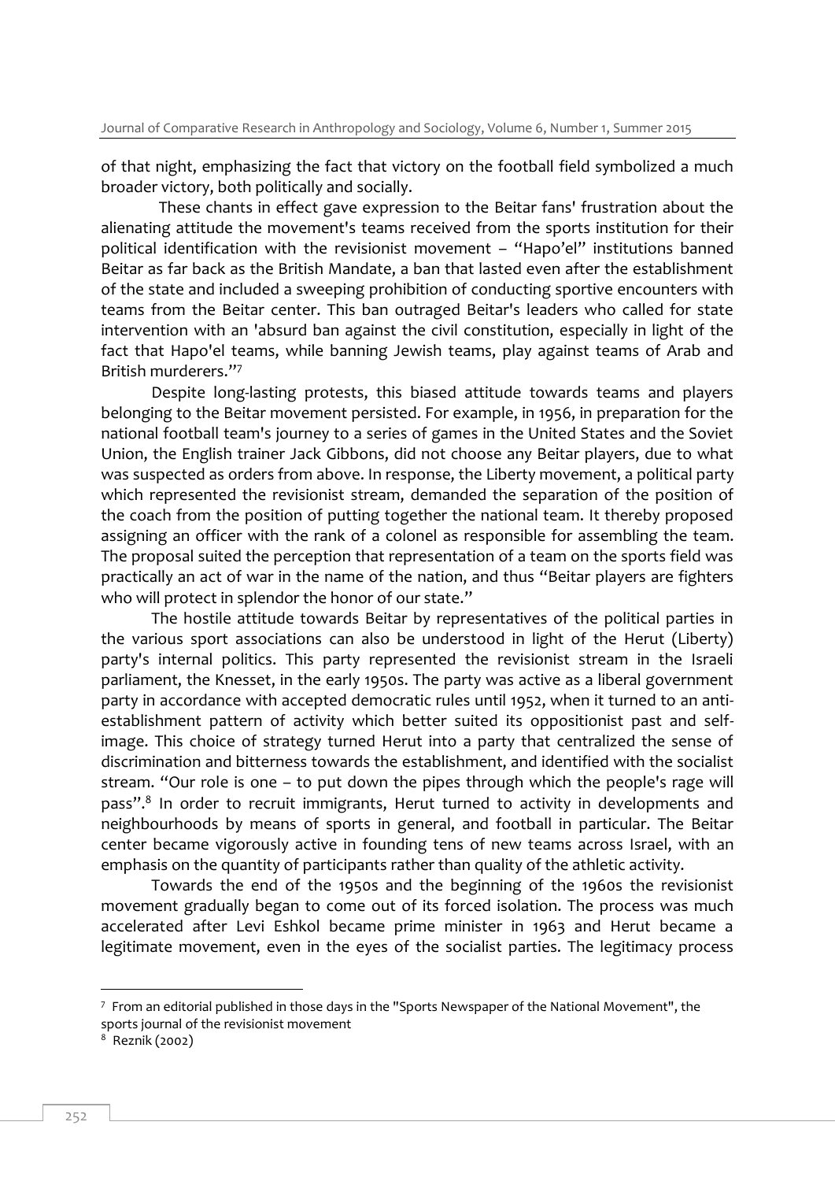of that night, emphasizing the fact that victory on the football field symbolized a much broader victory, both politically and socially.

These chants in effect gave expression to the Beitar fans' frustration about the alienating attitude the movement's teams received from the sports institution for their political identification with the revisionist movement – "Hapo'el" institutions banned Beitar as far back as the British Mandate, a ban that lasted even after the establishment of the state and included a sweeping prohibition of conducting sportive encounters with teams from the Beitar center. This ban outraged Beitar's leaders who called for state intervention with an 'absurd ban against the civil constitution, especially in light of the fact that Hapo'el teams, while banning Jewish teams, play against teams of Arab and British murderers."[7]

Despite long-lasting protests, this biased attitude towards teams and players belonging to the Beitar movement persisted. For example, in 1956, in preparation for the national football team's journey to a series of games in the United States and the Soviet Union, the English trainer Jack Gibbons, did not choose any Beitar players, due to what was suspected as orders from above. In response, the Liberty movement, a political party which represented the revisionist stream, demanded the separation of the position of the coach from the position of putting together the national team. It thereby proposed assigning an officer with the rank of a colonel as responsible for assembling the team. The proposal suited the perception that representation of a team on the sports field was practically an act of war in the name of the nation, and thus "Beitar players are fighters who will protect in splendor the honor of our state."

The hostile attitude towards Beitar by representatives of the political parties in the various sport associations can also be understood in light of the Herut (Liberty) party's internal politics. This party represented the revisionist stream in the Israeli parliament, the Knesset, in the early 1950s. The party was active as a liberal government party in accordance with accepted democratic rules until 1952, when it turned to an anti-establishment pattern of activity which better suited its oppositionist past and self-image. This choice of strategy turned Herut into a party that centralized the sense of discrimination and bitterness towards the establishment, and identified with the socialist stream. "Our role is one – to put down the pipes through which the people's rage will pass".[8] In order to recruit immigrants, Herut turned to activity in developments and neighbourhoods by means of sports in general, and football in particular. The Beitar center became vigorously active in founding tens of new teams across Israel, with an emphasis on the quantity of participants rather than quality of the athletic activity.

Towards the end of the 1950s and the beginning of the 1960s the revisionist movement gradually began to come out of its forced isolation. The process was much accelerated after Levi Eshkol became prime minister in 1963 and Herut became a legitimate movement, even in the eyes of the socialist parties. The legitimacy process

---

[7] From an editorial published in those days in the "Sports Newspaper of the National Movement", the sports journal of the revisionist movement

[8] Reznik (2002)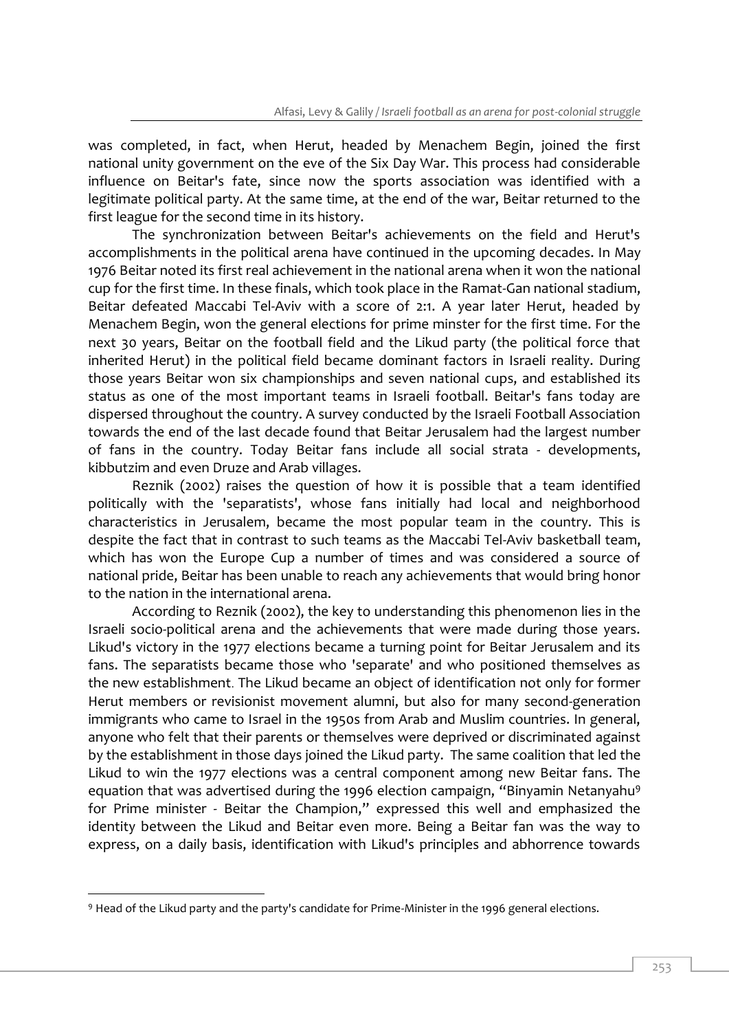was completed, in fact, when Herut, headed by Menachem Begin, joined the first national unity government on the eve of the Six Day War. This process had considerable influence on Beitar's fate, since now the sports association was identified with a legitimate political party. At the same time, at the end of the war, Beitar returned to the first league for the second time in its history.

The synchronization between Beitar's achievements on the field and Herut's accomplishments in the political arena have continued in the upcoming decades. In May 1976 Beitar noted its first real achievement in the national arena when it won the national cup for the first time. In these finals, which took place in the Ramat-Gan national stadium, Beitar defeated Maccabi Tel-Aviv with a score of 2:1. A year later Herut, headed by Menachem Begin, won the general elections for prime minster for the first time. For the next 30 years, Beitar on the football field and the Likud party (the political force that inherited Herut) in the political field became dominant factors in Israeli reality. During those years Beitar won six championships and seven national cups, and established its status as one of the most important teams in Israeli football. Beitar's fans today are dispersed throughout the country. A survey conducted by the Israeli Football Association towards the end of the last decade found that Beitar Jerusalem had the largest number of fans in the country. Today Beitar fans include all social strata - developments, kibbutzim and even Druze and Arab villages.

Reznik (2002) raises the question of how it is possible that a team identified politically with the 'separatists', whose fans initially had local and neighborhood characteristics in Jerusalem, became the most popular team in the country. This is despite the fact that in contrast to such teams as the Maccabi Tel-Aviv basketball team, which has won the Europe Cup a number of times and was considered a source of national pride, Beitar has been unable to reach any achievements that would bring honor to the nation in the international arena.

According to Reznik (2002), the key to understanding this phenomenon lies in the Israeli socio-political arena and the achievements that were made during those years. Likud's victory in the 1977 elections became a turning point for Beitar Jerusalem and its fans. The separatists became those who 'separate' and who positioned themselves as the new establishment. The Likud became an object of identification not only for former Herut members or revisionist movement alumni, but also for many second-generation immigrants who came to Israel in the 1950s from Arab and Muslim countries. In general, anyone who felt that their parents or themselves were deprived or discriminated against by the establishment in those days joined the Likud party. The same coalition that led the Likud to win the 1977 elections was a central component among new Beitar fans. The equation that was advertised during the 1996 election campaign, "Binyamin Netanyahu[9] for Prime minister - Beitar the Champion," expressed this well and emphasized the identity between the Likud and Beitar even more. Being a Beitar fan was the way to express, on a daily basis, identification with Likud's principles and abhorrence towards

[9] Head of the Likud party and the party's candidate for Prime-Minister in the 1996 general elections.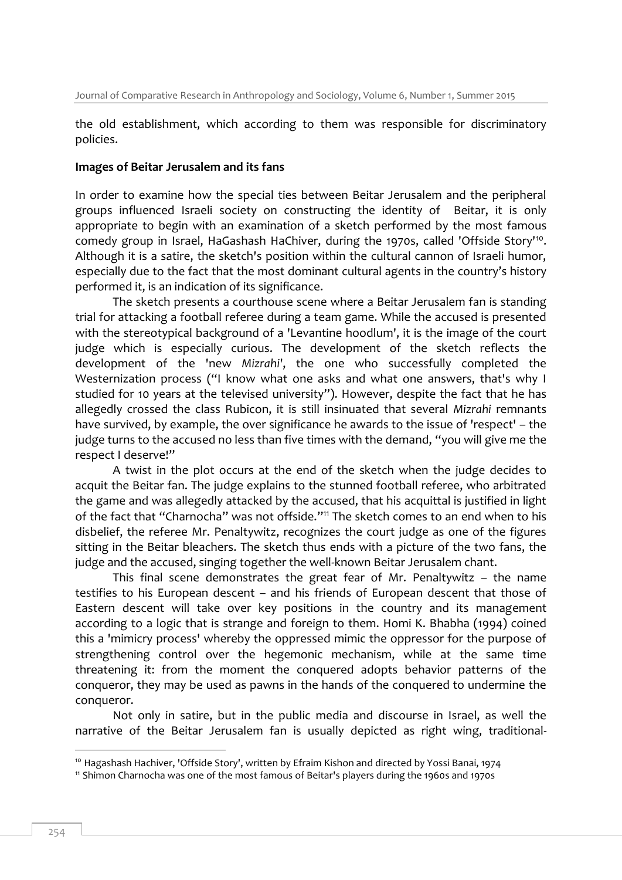the old establishment, which according to them was responsible for discriminatory policies.

**Images of Beitar Jerusalem and its fans**

In order to examine how the special ties between Beitar Jerusalem and the peripheral groups influenced Israeli society on constructing the identity of Beitar, it is only appropriate to begin with an examination of a sketch performed by the most famous comedy group in Israel, HaGashash HaChiver, during the 1970s, called 'Offside Story'[10]. Although it is a satire, the sketch's position within the cultural cannon of Israeli humor, especially due to the fact that the most dominant cultural agents in the country's history performed it, is an indication of its significance.

The sketch presents a courthouse scene where a Beitar Jerusalem fan is standing trial for attacking a football referee during a team game. While the accused is presented with the stereotypical background of a 'Levantine hoodlum', it is the image of the court judge which is especially curious. The development of the sketch reflects the development of the 'new *Mizrahi*', the one who successfully completed the Westernization process ("I know what one asks and what one answers, that's why I studied for 10 years at the televised university"). However, despite the fact that he has allegedly crossed the class Rubicon, it is still insinuated that several *Mizrahi* remnants have survived, by example, the over significance he awards to the issue of 'respect' – the judge turns to the accused no less than five times with the demand, "you will give me the respect I deserve!"

A twist in the plot occurs at the end of the sketch when the judge decides to acquit the Beitar fan. The judge explains to the stunned football referee, who arbitrated the game and was allegedly attacked by the accused, that his acquittal is justified in light of the fact that "Charnocha" was not offside."[11] The sketch comes to an end when to his disbelief, the referee Mr. Penaltywitz, recognizes the court judge as one of the figures sitting in the Beitar bleachers. The sketch thus ends with a picture of the two fans, the judge and the accused, singing together the well-known Beitar Jerusalem chant.

This final scene demonstrates the great fear of Mr. Penaltywitz – the name testifies to his European descent – and his friends of European descent that those of Eastern descent will take over key positions in the country and its management according to a logic that is strange and foreign to them. Homi K. Bhabha (1994) coined this a 'mimicry process' whereby the oppressed mimic the oppressor for the purpose of strengthening control over the hegemonic mechanism, while at the same time threatening it: from the moment the conquered adopts behavior patterns of the conqueror, they may be used as pawns in the hands of the conquered to undermine the conqueror.

Not only in satire, but in the public media and discourse in Israel, as well the narrative of the Beitar Jerusalem fan is usually depicted as right wing, traditional-

---

[10] Hagashash Hachiver, 'Offside Story', written by Efraim Kishon and directed by Yossi Banai, 1974

[11] Shimon Charnocha was one of the most famous of Beitar's players during the 1960s and 1970s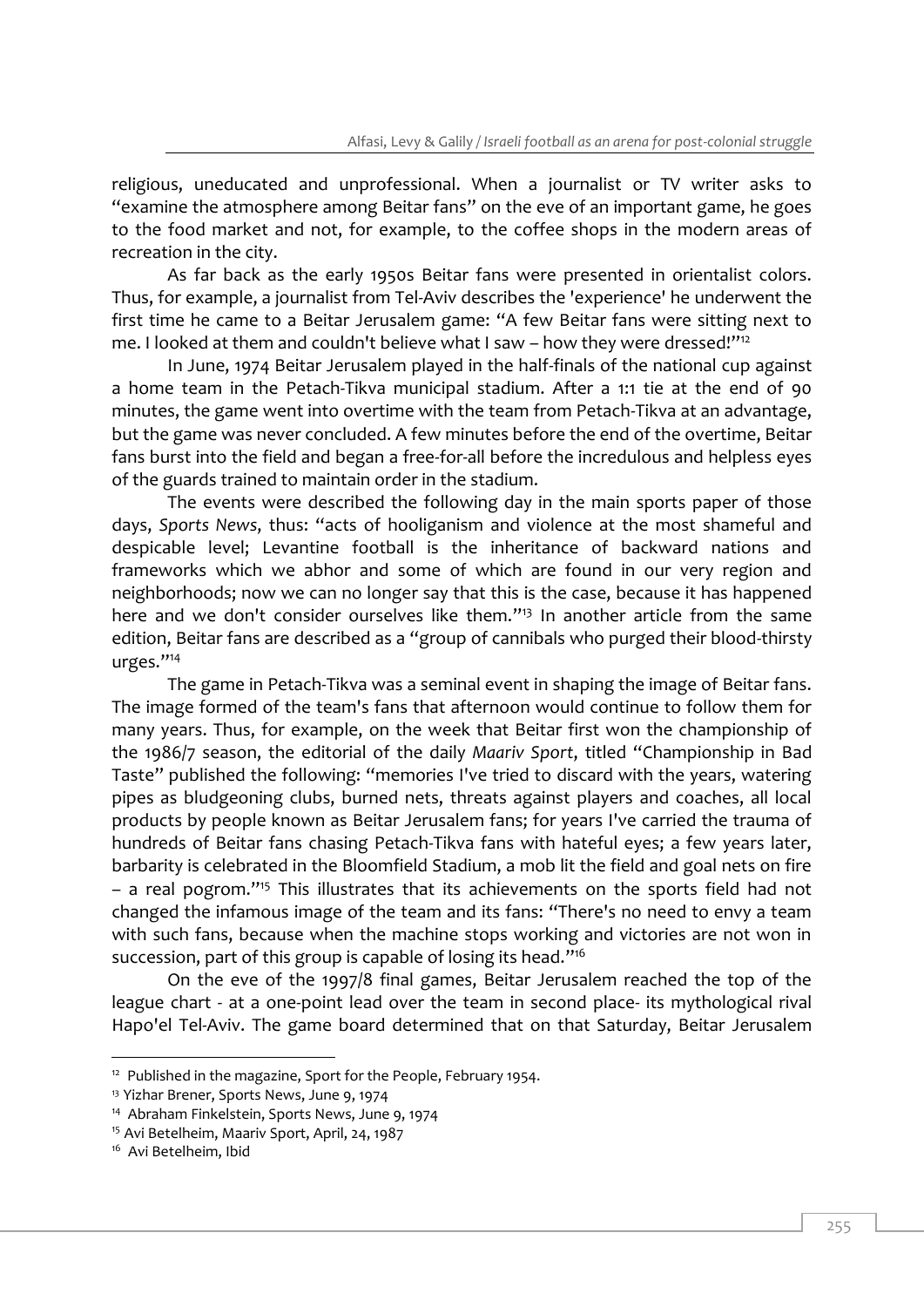religious, uneducated and unprofessional. When a journalist or TV writer asks to "examine the atmosphere among Beitar fans" on the eve of an important game, he goes to the food market and not, for example, to the coffee shops in the modern areas of recreation in the city.

As far back as the early 1950s Beitar fans were presented in orientalist colors. Thus, for example, a journalist from Tel-Aviv describes the 'experience' he underwent the first time he came to a Beitar Jerusalem game: "A few Beitar fans were sitting next to me. I looked at them and couldn't believe what I saw – how they were dressed!"[12]

In June, 1974 Beitar Jerusalem played in the half-finals of the national cup against a home team in the Petach-Tikva municipal stadium. After a 1:1 tie at the end of 90 minutes, the game went into overtime with the team from Petach-Tikva at an advantage, but the game was never concluded. A few minutes before the end of the overtime, Beitar fans burst into the field and began a free-for-all before the incredulous and helpless eyes of the guards trained to maintain order in the stadium.

The events were described the following day in the main sports paper of those days, *Sports News*, thus: "acts of hooliganism and violence at the most shameful and despicable level; Levantine football is the inheritance of backward nations and frameworks which we abhor and some of which are found in our very region and neighborhoods; now we can no longer say that this is the case, because it has happened here and we don't consider ourselves like them."[13] In another article from the same edition, Beitar fans are described as a "group of cannibals who purged their blood-thirsty urges."[14]

The game in Petach-Tikva was a seminal event in shaping the image of Beitar fans. The image formed of the team's fans that afternoon would continue to follow them for many years. Thus, for example, on the week that Beitar first won the championship of the 1986/7 season, the editorial of the daily *Maariv Sport*, titled "Championship in Bad Taste" published the following: "memories I've tried to discard with the years, watering pipes as bludgeoning clubs, burned nets, threats against players and coaches, all local products by people known as Beitar Jerusalem fans; for years I've carried the trauma of hundreds of Beitar fans chasing Petach-Tikva fans with hateful eyes; a few years later, barbarity is celebrated in the Bloomfield Stadium, a mob lit the field and goal nets on fire – a real pogrom."[15] This illustrates that its achievements on the sports field had not changed the infamous image of the team and its fans: "There's no need to envy a team with such fans, because when the machine stops working and victories are not won in succession, part of this group is capable of losing its head."[16]

On the eve of the 1997/8 final games, Beitar Jerusalem reached the top of the league chart - at a one-point lead over the team in second place- its mythological rival Hapo'el Tel-Aviv. The game board determined that on that Saturday, Beitar Jerusalem

---

[12] Published in the magazine, Sport for the People, February 1954.

[13] Yizhar Brener, Sports News, June 9, 1974

[14] Abraham Finkelstein, Sports News, June 9, 1974

[15] Avi Betelheim, Maariv Sport, April, 24, 1987

[16] Avi Betelheim, Ibid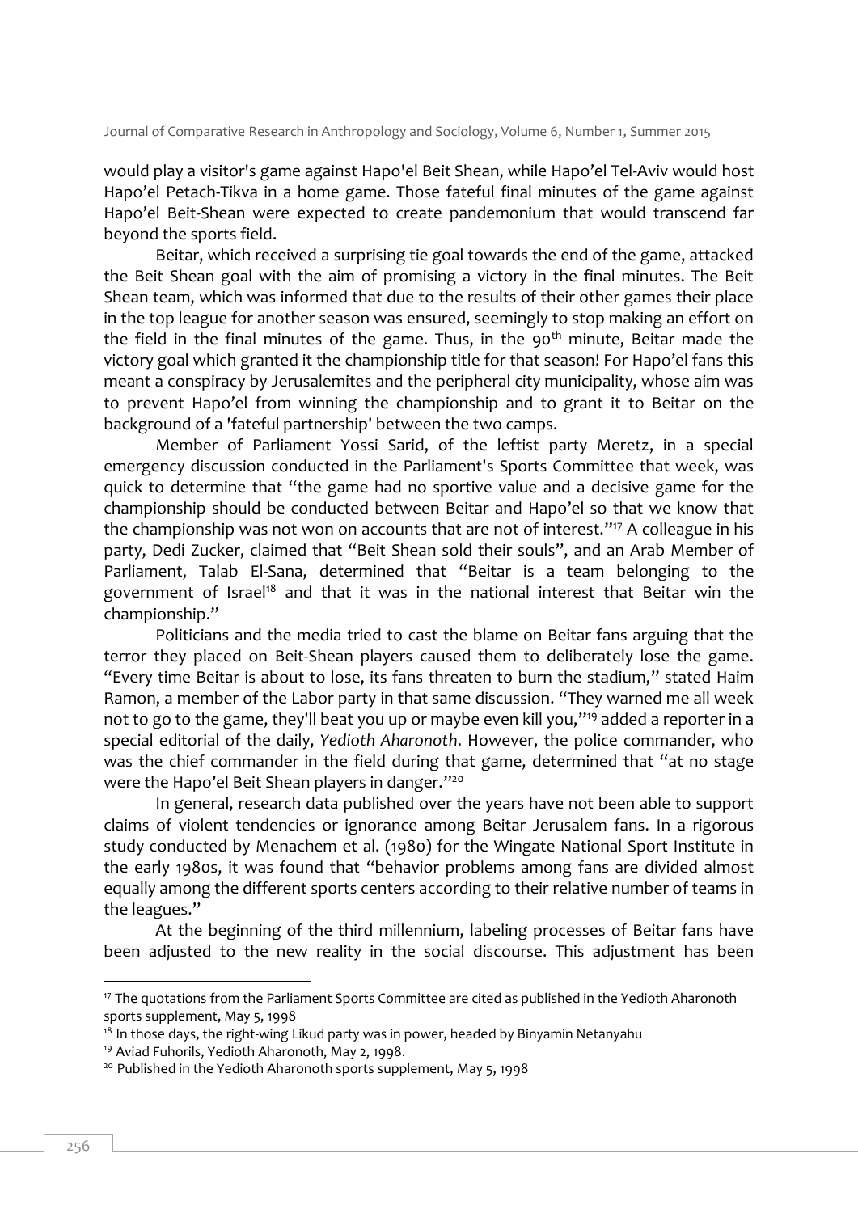would play a visitor's game against Hapo'el Beit Shean, while Hapo'el Tel-Aviv would host Hapo'el Petach-Tikva in a home game. Those fateful final minutes of the game against Hapo'el Beit-Shean were expected to create pandemonium that would transcend far beyond the sports field.

Beitar, which received a surprising tie goal towards the end of the game, attacked the Beit Shean goal with the aim of promising a victory in the final minutes. The Beit Shean team, which was informed that due to the results of their other games their place in the top league for another season was ensured, seemingly to stop making an effort on the field in the final minutes of the game. Thus, in the 90th minute, Beitar made the victory goal which granted it the championship title for that season! For Hapo'el fans this meant a conspiracy by Jerusalemites and the peripheral city municipality, whose aim was to prevent Hapo'el from winning the championship and to grant it to Beitar on the background of a 'fateful partnership' between the two camps.

Member of Parliament Yossi Sarid, of the leftist party Meretz, in a special emergency discussion conducted in the Parliament's Sports Committee that week, was quick to determine that "the game had no sportive value and a decisive game for the championship should be conducted between Beitar and Hapo'el so that we know that the championship was not won on accounts that are not of interest."[17] A colleague in his party, Dedi Zucker, claimed that "Beit Shean sold their souls", and an Arab Member of Parliament, Talab El-Sana, determined that "Beitar is a team belonging to the government of Israel[18] and that it was in the national interest that Beitar win the championship."

Politicians and the media tried to cast the blame on Beitar fans arguing that the terror they placed on Beit-Shean players caused them to deliberately lose the game. "Every time Beitar is about to lose, its fans threaten to burn the stadium," stated Haim Ramon, a member of the Labor party in that same discussion. "They warned me all week not to go to the game, they'll beat you up or maybe even kill you,"[19] added a reporter in a special editorial of the daily, *Yedioth Aharonoth*. However, the police commander, who was the chief commander in the field during that game, determined that "at no stage were the Hapo'el Beit Shean players in danger."[20]

In general, research data published over the years have not been able to support claims of violent tendencies or ignorance among Beitar Jerusalem fans. In a rigorous study conducted by Menachem et al. (1980) for the Wingate National Sport Institute in the early 1980s, it was found that "behavior problems among fans are divided almost equally among the different sports centers according to their relative number of teams in the leagues."

At the beginning of the third millennium, labeling processes of Beitar fans have been adjusted to the new reality in the social discourse. This adjustment has been

---

[17] The quotations from the Parliament Sports Committee are cited as published in the Yedioth Aharonoth sports supplement, May 5, 1998

[18] In those days, the right-wing Likud party was in power, headed by Binyamin Netanyahu

[19] Aviad Fuhorils, Yedioth Aharonoth, May 2, 1998.

[20] Published in the Yedioth Aharonoth sports supplement, May 5, 1998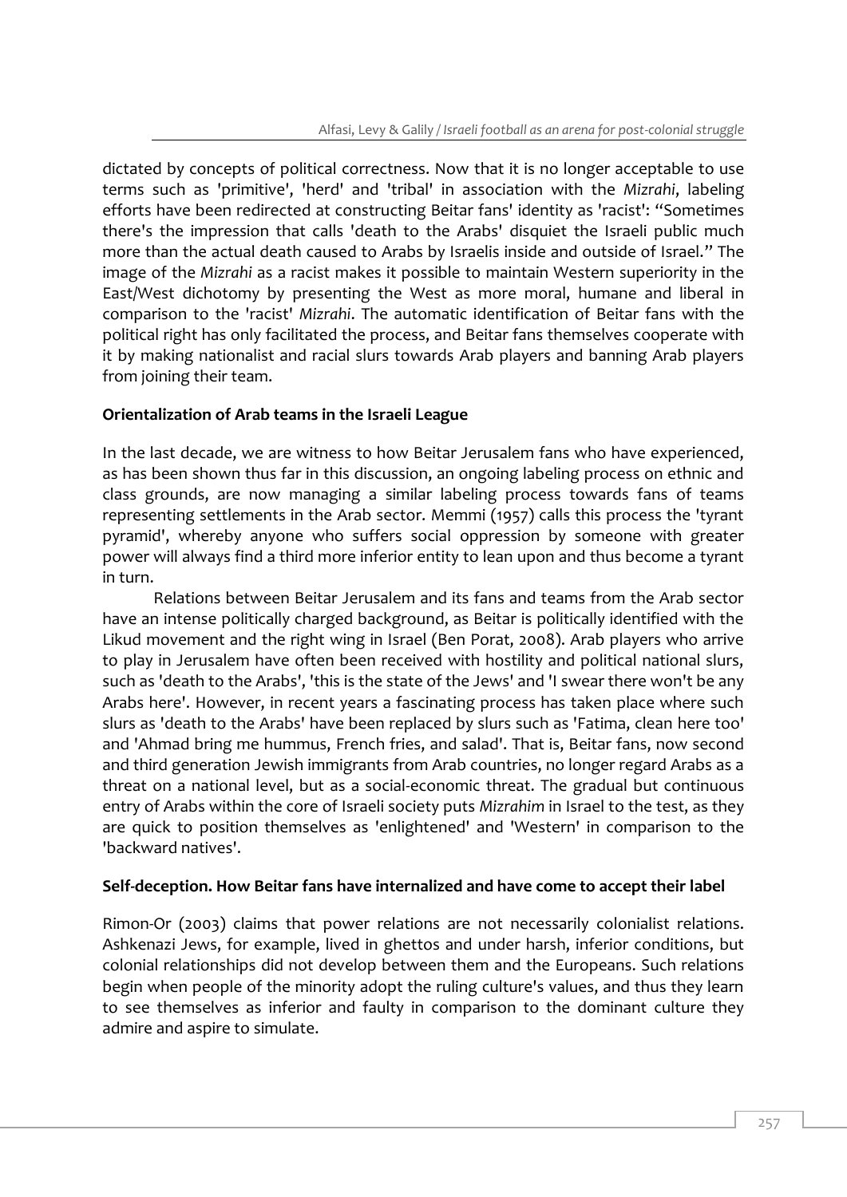dictated by concepts of political correctness. Now that it is no longer acceptable to use terms such as 'primitive', 'herd' and 'tribal' in association with the *Mizrahi*, labeling efforts have been redirected at constructing Beitar fans' identity as 'racist': "Sometimes there's the impression that calls 'death to the Arabs' disquiet the Israeli public much more than the actual death caused to Arabs by Israelis inside and outside of Israel." The image of the *Mizrahi* as a racist makes it possible to maintain Western superiority in the East/West dichotomy by presenting the West as more moral, humane and liberal in comparison to the 'racist' *Mizrahi*. The automatic identification of Beitar fans with the political right has only facilitated the process, and Beitar fans themselves cooperate with it by making nationalist and racial slurs towards Arab players and banning Arab players from joining their team.

**Orientalization of Arab teams in the Israeli League**

In the last decade, we are witness to how Beitar Jerusalem fans who have experienced, as has been shown thus far in this discussion, an ongoing labeling process on ethnic and class grounds, are now managing a similar labeling process towards fans of teams representing settlements in the Arab sector. Memmi (1957) calls this process the 'tyrant pyramid', whereby anyone who suffers social oppression by someone with greater power will always find a third more inferior entity to lean upon and thus become a tyrant in turn.

Relations between Beitar Jerusalem and its fans and teams from the Arab sector have an intense politically charged background, as Beitar is politically identified with the Likud movement and the right wing in Israel (Ben Porat, 2008). Arab players who arrive to play in Jerusalem have often been received with hostility and political national slurs, such as 'death to the Arabs', 'this is the state of the Jews' and 'I swear there won't be any Arabs here'. However, in recent years a fascinating process has taken place where such slurs as 'death to the Arabs' have been replaced by slurs such as 'Fatima, clean here too' and 'Ahmad bring me hummus, French fries, and salad'. That is, Beitar fans, now second and third generation Jewish immigrants from Arab countries, no longer regard Arabs as a threat on a national level, but as a social-economic threat. The gradual but continuous entry of Arabs within the core of Israeli society puts *Mizrahim* in Israel to the test, as they are quick to position themselves as 'enlightened' and 'Western' in comparison to the 'backward natives'.

**Self-deception. How Beitar fans have internalized and have come to accept their label**

Rimon-Or (2003) claims that power relations are not necessarily colonialist relations. Ashkenazi Jews, for example, lived in ghettos and under harsh, inferior conditions, but colonial relationships did not develop between them and the Europeans. Such relations begin when people of the minority adopt the ruling culture's values, and thus they learn to see themselves as inferior and faulty in comparison to the dominant culture they admire and aspire to simulate.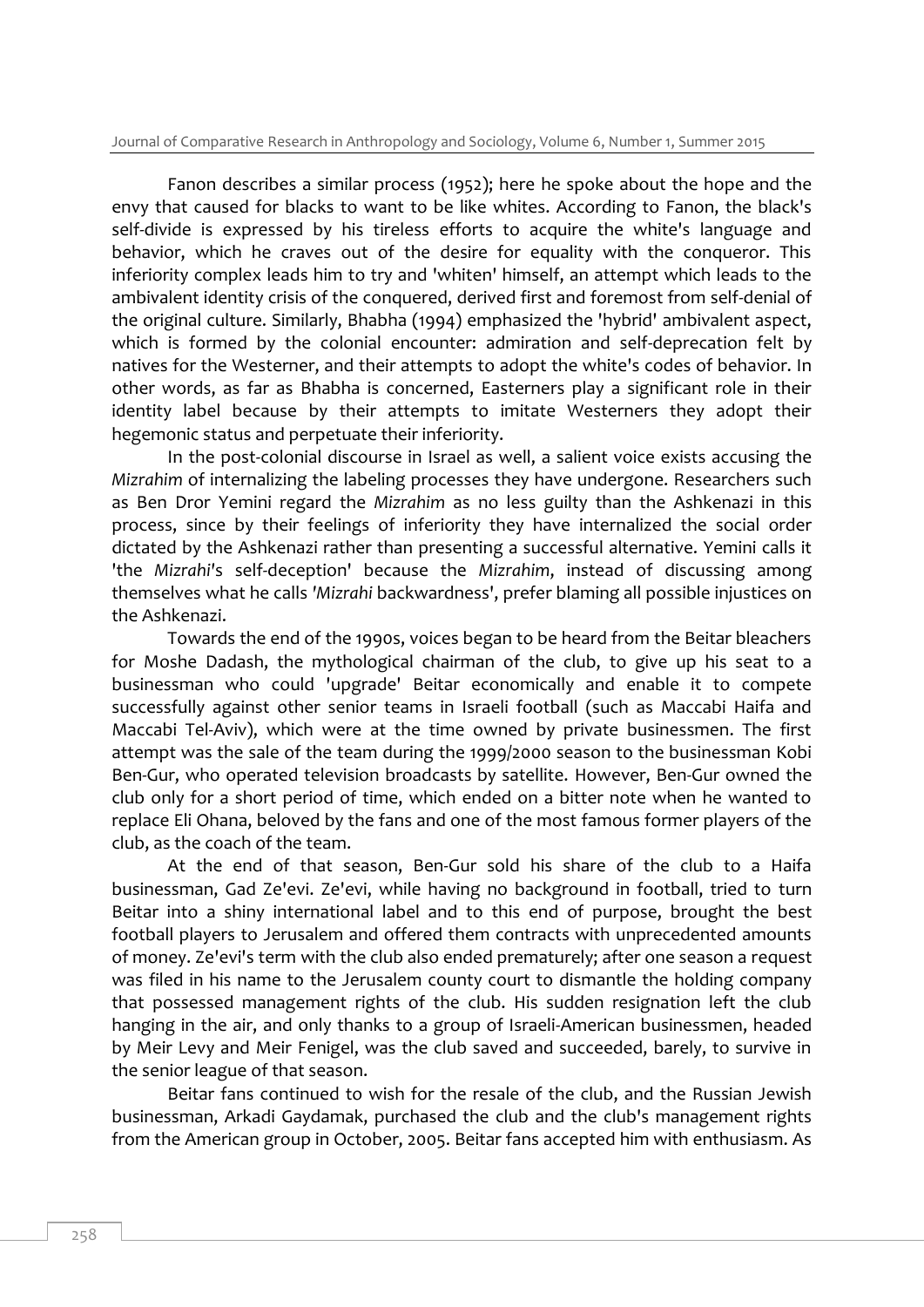Fanon describes a similar process (1952); here he spoke about the hope and the envy that caused for blacks to want to be like whites. According to Fanon, the black's self-divide is expressed by his tireless efforts to acquire the white's language and behavior, which he craves out of the desire for equality with the conqueror. This inferiority complex leads him to try and 'whiten' himself, an attempt which leads to the ambivalent identity crisis of the conquered, derived first and foremost from self-denial of the original culture. Similarly, Bhabha (1994) emphasized the 'hybrid' ambivalent aspect, which is formed by the colonial encounter: admiration and self-deprecation felt by natives for the Westerner, and their attempts to adopt the white's codes of behavior. In other words, as far as Bhabha is concerned, Easterners play a significant role in their identity label because by their attempts to imitate Westerners they adopt their hegemonic status and perpetuate their inferiority.

In the post-colonial discourse in Israel as well, a salient voice exists accusing the *Mizrahim* of internalizing the labeling processes they have undergone. Researchers such as Ben Dror Yemini regard the *Mizrahim* as no less guilty than the Ashkenazi in this process, since by their feelings of inferiority they have internalized the social order dictated by the Ashkenazi rather than presenting a successful alternative. Yemini calls it 'the *Mizrahi*'s self-deception' because the *Mizrahim*, instead of discussing among themselves what he calls '*Mizrahi* backwardness', prefer blaming all possible injustices on the Ashkenazi.

Towards the end of the 1990s, voices began to be heard from the Beitar bleachers for Moshe Dadash, the mythological chairman of the club, to give up his seat to a businessman who could 'upgrade' Beitar economically and enable it to compete successfully against other senior teams in Israeli football (such as Maccabi Haifa and Maccabi Tel-Aviv), which were at the time owned by private businessmen. The first attempt was the sale of the team during the 1999/2000 season to the businessman Kobi Ben-Gur, who operated television broadcasts by satellite. However, Ben-Gur owned the club only for a short period of time, which ended on a bitter note when he wanted to replace Eli Ohana, beloved by the fans and one of the most famous former players of the club, as the coach of the team.

At the end of that season, Ben-Gur sold his share of the club to a Haifa businessman, Gad Ze'evi. Ze'evi, while having no background in football, tried to turn Beitar into a shiny international label and to this end of purpose, brought the best football players to Jerusalem and offered them contracts with unprecedented amounts of money. Ze'evi's term with the club also ended prematurely; after one season a request was filed in his name to the Jerusalem county court to dismantle the holding company that possessed management rights of the club. His sudden resignation left the club hanging in the air, and only thanks to a group of Israeli-American businessmen, headed by Meir Levy and Meir Fenigel, was the club saved and succeeded, barely, to survive in the senior league of that season.

Beitar fans continued to wish for the resale of the club, and the Russian Jewish businessman, Arkadi Gaydamak, purchased the club and the club's management rights from the American group in October, 2005. Beitar fans accepted him with enthusiasm. As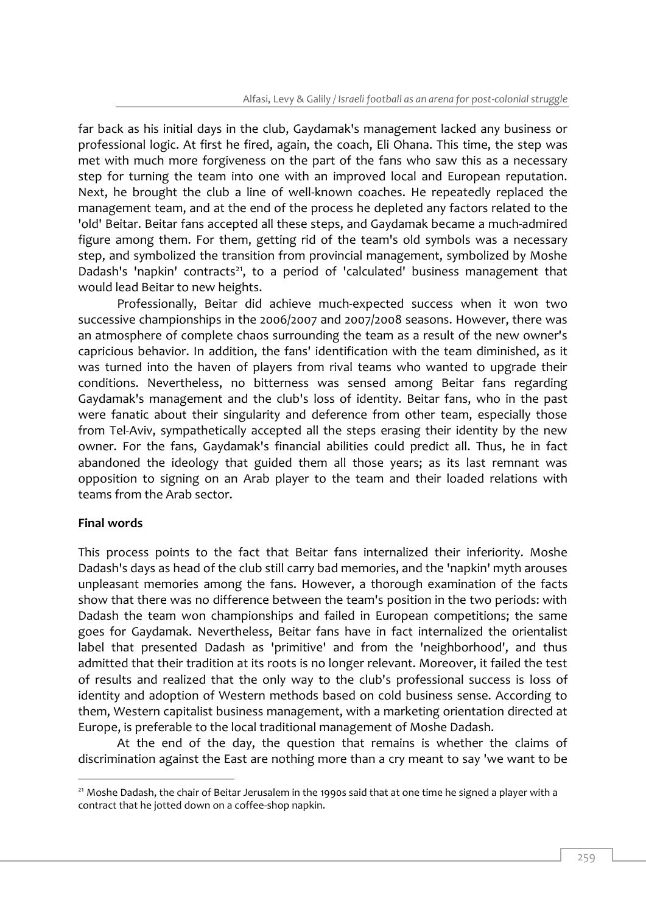far back as his initial days in the club, Gaydamak's management lacked any business or professional logic. At first he fired, again, the coach, Eli Ohana. This time, the step was met with much more forgiveness on the part of the fans who saw this as a necessary step for turning the team into one with an improved local and European reputation. Next, he brought the club a line of well-known coaches. He repeatedly replaced the management team, and at the end of the process he depleted any factors related to the 'old' Beitar. Beitar fans accepted all these steps, and Gaydamak became a much-admired figure among them. For them, getting rid of the team's old symbols was a necessary step, and symbolized the transition from provincial management, symbolized by Moshe Dadash's 'napkin' contracts[21], to a period of 'calculated' business management that would lead Beitar to new heights.

Professionally, Beitar did achieve much-expected success when it won two successive championships in the 2006/2007 and 2007/2008 seasons. However, there was an atmosphere of complete chaos surrounding the team as a result of the new owner's capricious behavior. In addition, the fans' identification with the team diminished, as it was turned into the haven of players from rival teams who wanted to upgrade their conditions. Nevertheless, no bitterness was sensed among Beitar fans regarding Gaydamak's management and the club's loss of identity. Beitar fans, who in the past were fanatic about their singularity and deference from other team, especially those from Tel-Aviv, sympathetically accepted all the steps erasing their identity by the new owner. For the fans, Gaydamak's financial abilities could predict all. Thus, he in fact abandoned the ideology that guided them all those years; as its last remnant was opposition to signing on an Arab player to the team and their loaded relations with teams from the Arab sector.

## Final words

This process points to the fact that Beitar fans internalized their inferiority. Moshe Dadash's days as head of the club still carry bad memories, and the 'napkin' myth arouses unpleasant memories among the fans. However, a thorough examination of the facts show that there was no difference between the team's position in the two periods: with Dadash the team won championships and failed in European competitions; the same goes for Gaydamak. Nevertheless, Beitar fans have in fact internalized the orientalist label that presented Dadash as 'primitive' and from the 'neighborhood', and thus admitted that their tradition at its roots is no longer relevant. Moreover, it failed the test of results and realized that the only way to the club's professional success is loss of identity and adoption of Western methods based on cold business sense. According to them, Western capitalist business management, with a marketing orientation directed at Europe, is preferable to the local traditional management of Moshe Dadash.

At the end of the day, the question that remains is whether the claims of discrimination against the East are nothing more than a cry meant to say 'we want to be

---

[21] Moshe Dadash, the chair of Beitar Jerusalem in the 1990s said that at one time he signed a player with a contract that he jotted down on a coffee-shop napkin.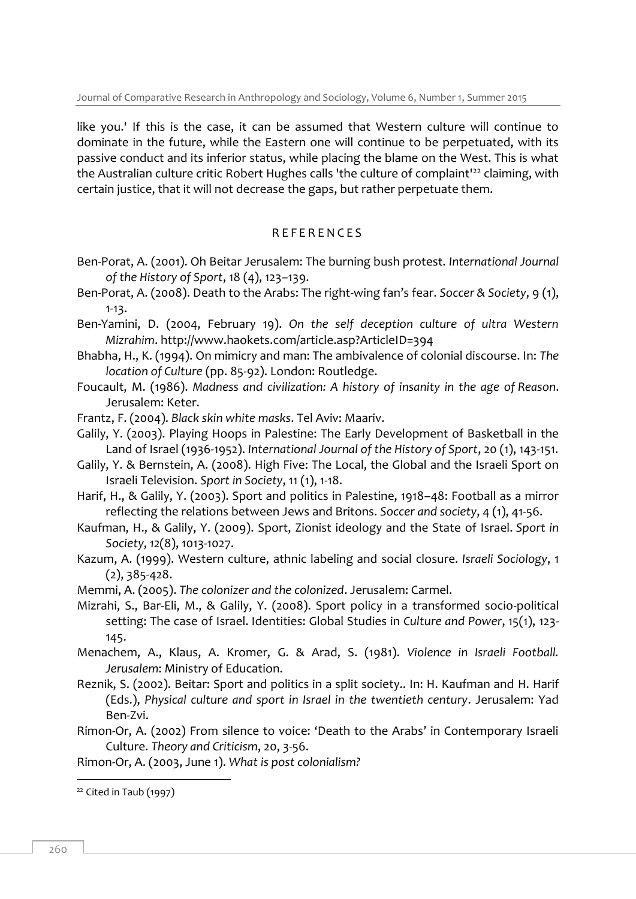like you.' If this is the case, it can be assumed that Western culture will continue to dominate in the future, while the Eastern one will continue to be perpetuated, with its passive conduct and its inferior status, while placing the blame on the West. This is what the Australian culture critic Robert Hughes calls 'the culture of complaint'[22] claiming, with certain justice, that it will not decrease the gaps, but rather perpetuate them.

## REFERENCES

Ben-Porat, A. (2001). Oh Beitar Jerusalem: The burning bush protest. *International Journal of the History of Sport*, 18 (4), 123–139.

Ben-Porat, A. (2008). Death to the Arabs: The right-wing fan's fear. *Soccer & Society*, 9 (1), 1-13.

Ben-Yamini, D. (2004, February 19). *On the self deception culture of ultra Western Mizrahim*. http://www.haokets.com/article.asp?ArticleID=394

Bhabha, H., K. (1994). On mimicry and man: The ambivalence of colonial discourse. In: *The location of Culture* (pp. 85-92). London: Routledge.

Foucault, M. (1986). *Madness and civilization: A history of insanity in the age of Reason*. Jerusalem: Keter.

Frantz, F. (2004). *Black skin white masks*. Tel Aviv: Maariv.

Galily, Y. (2003). Playing Hoops in Palestine: The Early Development of Basketball in the Land of Israel (1936-1952). *International Journal of the History of Sport*, 20 (1), 143-151.

Galily, Y. & Bernstein, A. (2008). High Five: The Local, the Global and the Israeli Sport on Israeli Television. *Sport in Society*, 11 (1), 1-18.

Harif, H., & Galily, Y. (2003). Sport and politics in Palestine, 1918–48: Football as a mirror reflecting the relations between Jews and Britons. *Soccer and society*, 4 (1), 41-56.

Kaufman, H., & Galily, Y. (2009). Sport, Zionist ideology and the State of Israel. *Sport in Society*, *12*(8), 1013-1027.

Kazum, A. (1999). Western culture, athnic labeling and social closure. *Israeli Sociology*, 1 (2), 385-428.

Memmi, A. (2005). *The colonizer and the colonized*. Jerusalem: Carmel.

Mizrahi, S., Bar-Eli, M., & Galily, Y. (2008). Sport policy in a transformed socio-political setting: The case of Israel. Identities: Global Studies in *Culture and Power*, 15(1), 123-145.

Menachem, A., Klaus, A. Kromer, G. & Arad, S. (1981). *Violence in Israeli Football. Jerusalem*: Ministry of Education.

Reznik, S. (2002). Beitar: Sport and politics in a split society.. In: H. Kaufman and H. Harif (Eds.), *Physical culture and sport in Israel in the twentieth century*. Jerusalem: Yad Ben-Zvi.

Rimon-Or, A. (2002) From silence to voice: 'Death to the Arabs' in Contemporary Israeli Culture. *Theory and Criticism*, 20, 3-56.

Rimon-Or, A. (2003, June 1). *What is post colonialism?*

[22] Cited in Taub (1997)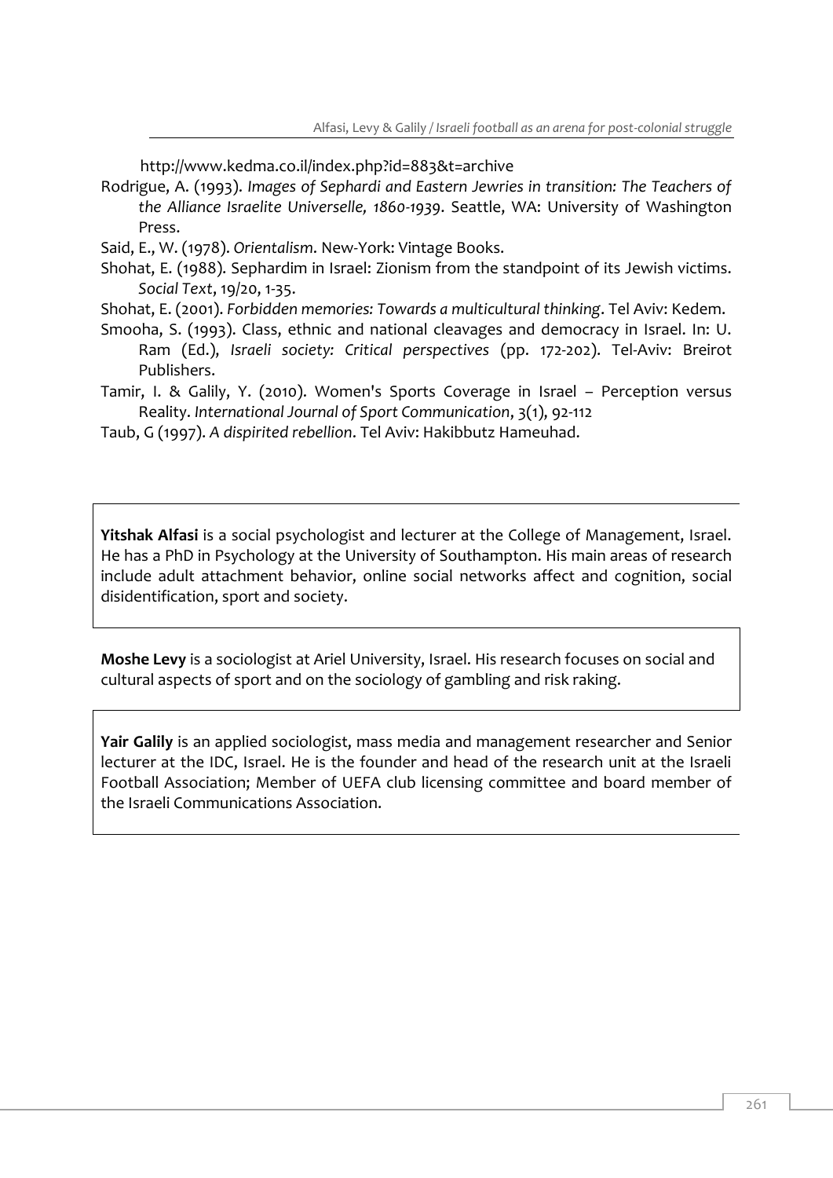http://www.kedma.co.il/index.php?id=883&t=archive

Rodrigue, A. (1993). *Images of Sephardi and Eastern Jewries in transition: The Teachers of the Alliance Israelite Universelle, 1860-1939*. Seattle, WA: University of Washington Press.

Said, E., W. (1978). *Orientalism*. New-York: Vintage Books.

Shohat, E. (1988). Sephardim in Israel: Zionism from the standpoint of its Jewish victims. *Social Text*, 19/20, 1-35.

Shohat, E. (2001). *Forbidden memories: Towards a multicultural thinking*. Tel Aviv: Kedem.

Smooha, S. (1993). Class, ethnic and national cleavages and democracy in Israel. In: U. Ram (Ed.), *Israeli society: Critical perspectives* (pp. 172-202). Tel-Aviv: Breirot Publishers.

Tamir, I. & Galily, Y. (2010). Women's Sports Coverage in Israel – Perception versus Reality. *International Journal of Sport Communication*, 3(1), 92-112

Taub, G (1997). *A dispirited rebellion*. Tel Aviv: Hakibbutz Hameuhad.

---

**Yitshak Alfasi** is a social psychologist and lecturer at the College of Management, Israel. He has a PhD in Psychology at the University of Southampton. His main areas of research include adult attachment behavior, online social networks affect and cognition, social disidentification, sport and society.

---

**Moshe Levy** is a sociologist at Ariel University, Israel. His research focuses on social and cultural aspects of sport and on the sociology of gambling and risk raking.

---

**Yair Galily** is an applied sociologist, mass media and management researcher and Senior lecturer at the IDC, Israel. He is the founder and head of the research unit at the Israeli Football Association; Member of UEFA club licensing committee and board member of the Israeli Communications Association.